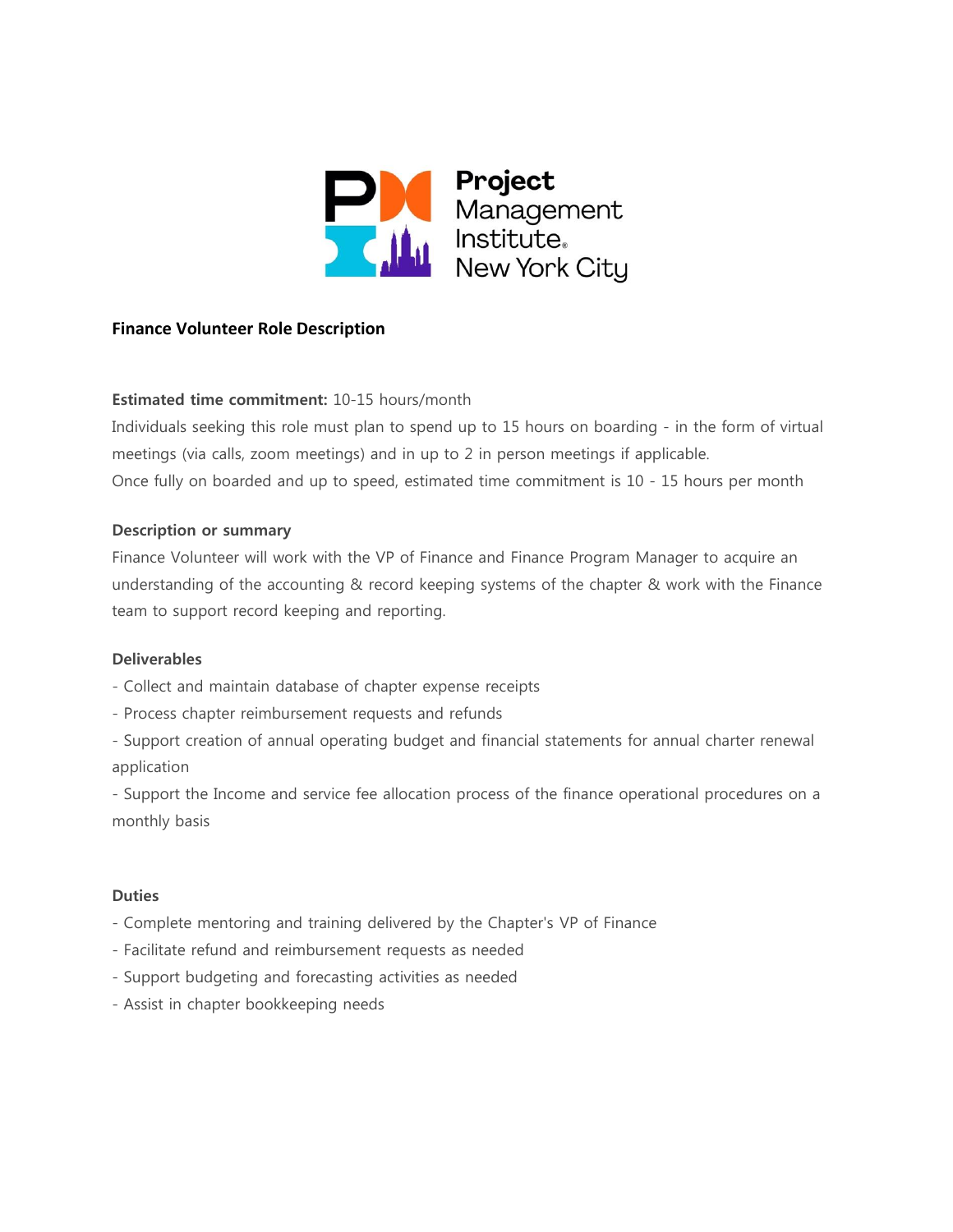Project Management Institute. New York City

**Finance Volunteer Role Description**

**Estimated time commitment:** 10-15 hours/month

Individuals seeking this role must plan to spend up to 15 hours on boarding - in the form of virtual meetings (via calls, zoom meetings) and in up to 2 in person meetings if applicable.

Once fully on boarded and up to speed, estimated time commitment is 10 - 15 hours per month

**Description or summary**

Finance Volunteer will work with the VP of Finance and Finance Program Manager to acquire an understanding of the accounting & record keeping systems of the chapter & work with the Finance team to support record keeping and reporting.

**Deliverables**

- Collect and maintain database of chapter expense receipts
- Process chapter reimbursement requests and refunds
- Support creation of annual operating budget and financial statements for annual charter renewal application
- Support the Income and service fee allocation process of the finance operational procedures on a monthly basis

**Duties**

- Complete mentoring and training delivered by the Chapter's VP of Finance
- Facilitate refund and reimbursement requests as needed
- Support budgeting and forecasting activities as needed
- Assist in chapter bookkeeping needs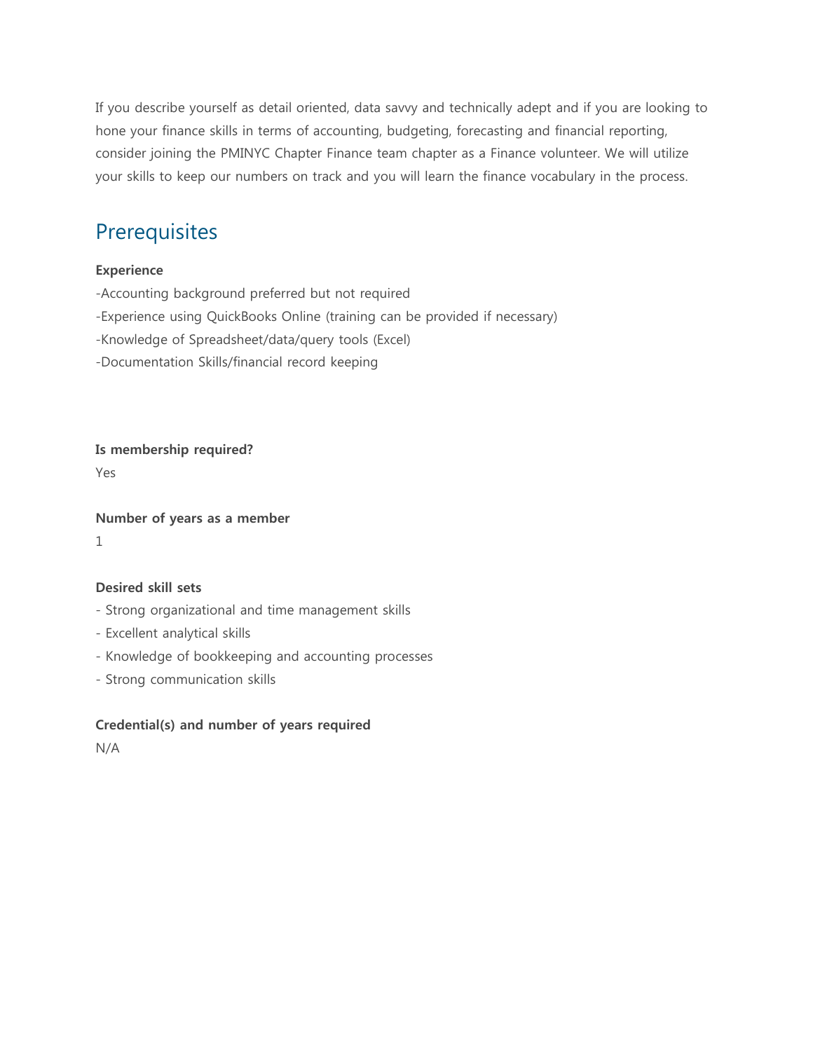If you describe yourself as detail oriented, data savvy and technically adept and if you are looking to hone your finance skills in terms of accounting, budgeting, forecasting and financial reporting, consider joining the PMINYC Chapter Finance team chapter as a Finance volunteer. We will utilize your skills to keep our numbers on track and you will learn the finance vocabulary in the process.

## Prerequisites

**Experience**

-Accounting background preferred but not required
-Experience using QuickBooks Online (training can be provided if necessary)
-Knowledge of Spreadsheet/data/query tools (Excel)
-Documentation Skills/financial record keeping

**Is membership required?**

Yes

**Number of years as a member**

1

**Desired skill sets**

- Strong organizational and time management skills
- Excellent analytical skills
- Knowledge of bookkeeping and accounting processes
- Strong communication skills

**Credential(s) and number of years required**

N/A